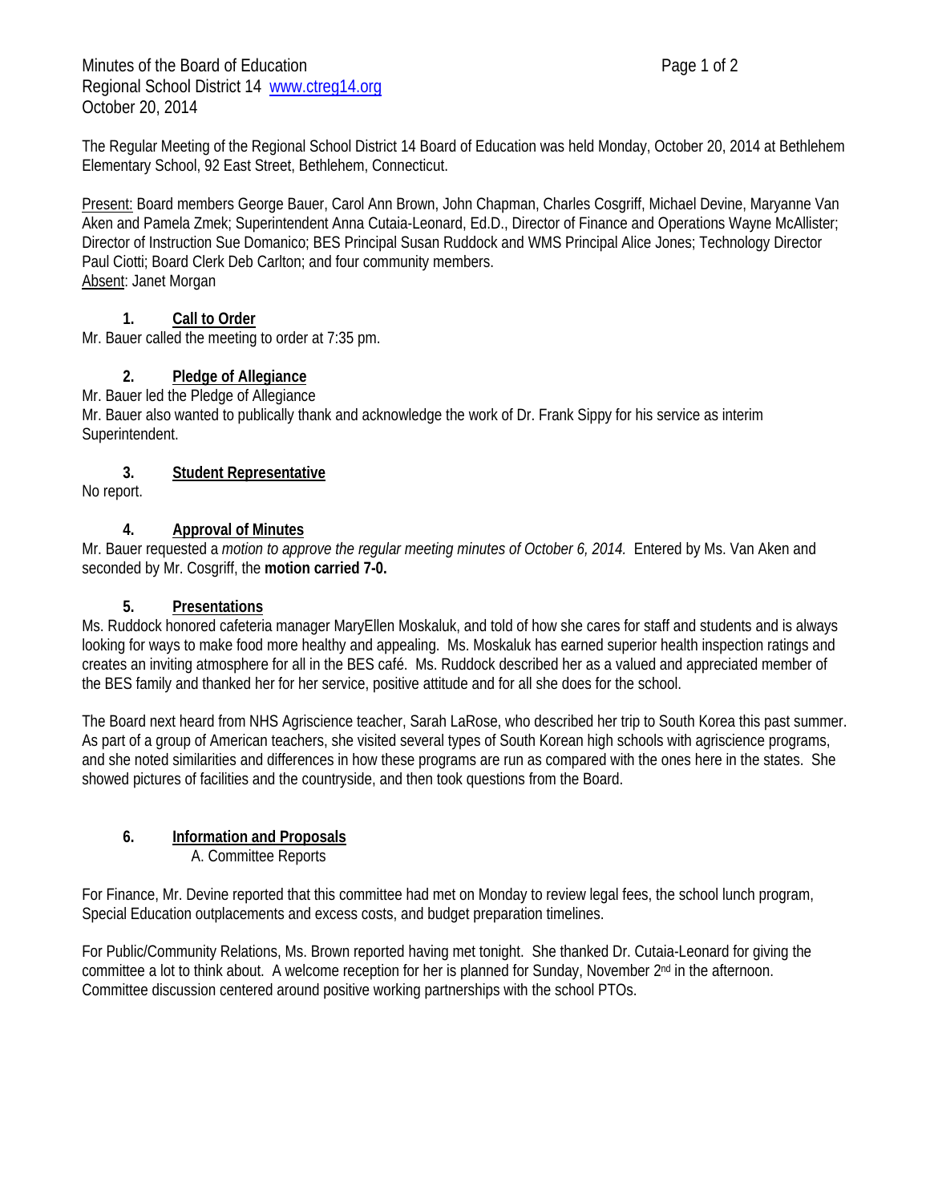Minutes of the Board of Education
Regional School District 14 www.ctreg14.org
October 20, 2014

The Regular Meeting of the Regional School District 14 Board of Education was held Monday, October 20, 2014 at Bethlehem Elementary School, 92 East Street, Bethlehem, Connecticut.

Present: Board members George Bauer, Carol Ann Brown, John Chapman, Charles Cosgriff, Michael Devine, Maryanne Van Aken and Pamela Zmek; Superintendent Anna Cutaia-Leonard, Ed.D., Director of Finance and Operations Wayne McAllister; Director of Instruction Sue Domanico; BES Principal Susan Ruddock and WMS Principal Alice Jones; Technology Director Paul Ciotti; Board Clerk Deb Carlton; and four community members.
Absent: Janet Morgan

## 1. Call to Order

Mr. Bauer called the meeting to order at 7:35 pm.

## 2. Pledge of Allegiance

Mr. Bauer led the Pledge of Allegiance
Mr. Bauer also wanted to publically thank and acknowledge the work of Dr. Frank Sippy for his service as interim Superintendent.

## 3. Student Representative

No report.

## 4. Approval of Minutes

Mr. Bauer requested a *motion to approve the regular meeting minutes of October 6, 2014.* Entered by Ms. Van Aken and seconded by Mr. Cosgriff, the **motion carried 7-0.**

## 5. Presentations

Ms. Ruddock honored cafeteria manager MaryEllen Moskaluk, and told of how she cares for staff and students and is always looking for ways to make food more healthy and appealing. Ms. Moskaluk has earned superior health inspection ratings and creates an inviting atmosphere for all in the BES café. Ms. Ruddock described her as a valued and appreciated member of the BES family and thanked her for her service, positive attitude and for all she does for the school.

The Board next heard from NHS Agriscience teacher, Sarah LaRose, who described her trip to South Korea this past summer. As part of a group of American teachers, she visited several types of South Korean high schools with agriscience programs, and she noted similarities and differences in how these programs are run as compared with the ones here in the states. She showed pictures of facilities and the countryside, and then took questions from the Board.

## 6. Information and Proposals

A. Committee Reports

For Finance, Mr. Devine reported that this committee had met on Monday to review legal fees, the school lunch program, Special Education outplacements and excess costs, and budget preparation timelines.

For Public/Community Relations, Ms. Brown reported having met tonight. She thanked Dr. Cutaia-Leonard for giving the committee a lot to think about. A welcome reception for her is planned for Sunday, November 2nd in the afternoon. Committee discussion centered around positive working partnerships with the school PTOs.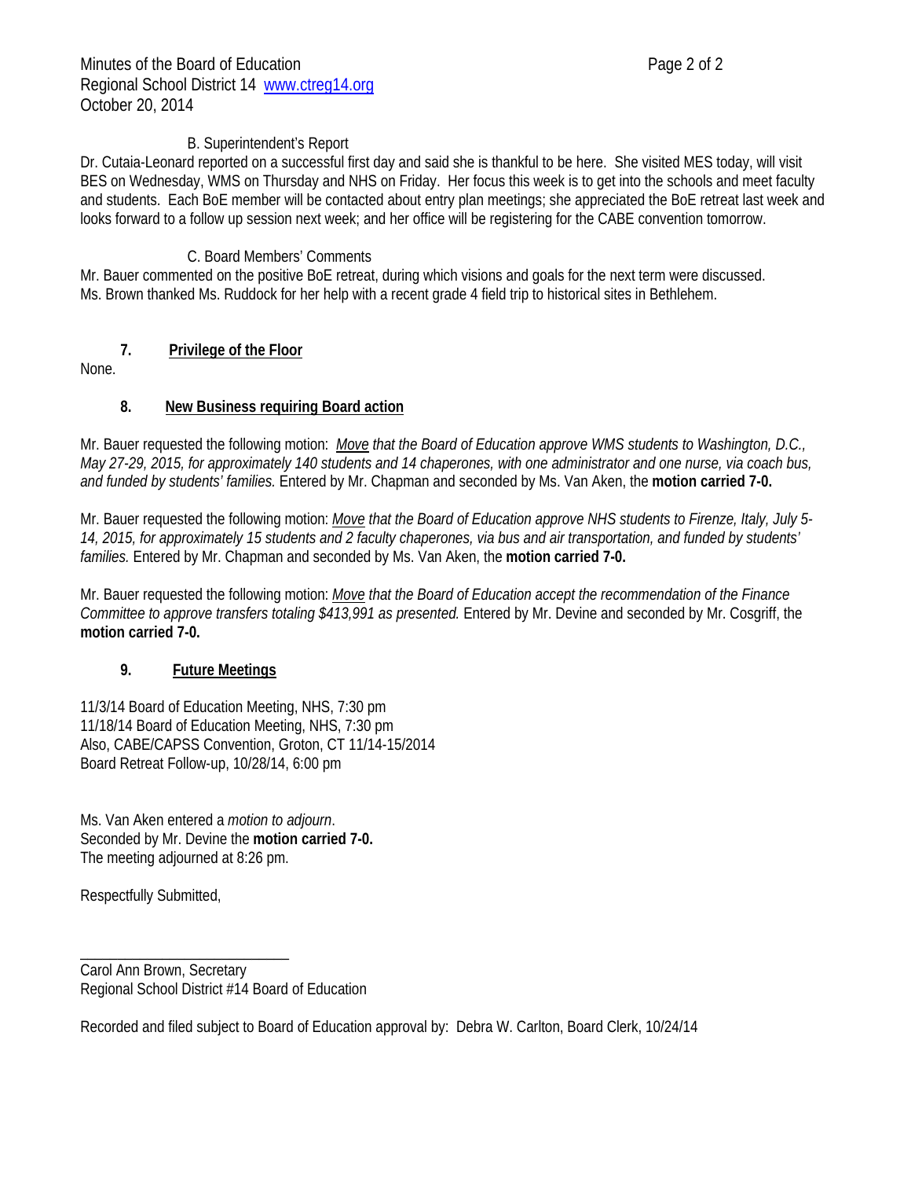B. Superintendent's Report

Dr. Cutaia-Leonard reported on a successful first day and said she is thankful to be here. She visited MES today, will visit BES on Wednesday, WMS on Thursday and NHS on Friday. Her focus this week is to get into the schools and meet faculty and students. Each BoE member will be contacted about entry plan meetings; she appreciated the BoE retreat last week and looks forward to a follow up session next week; and her office will be registering for the CABE convention tomorrow.

C. Board Members' Comments

Mr. Bauer commented on the positive BoE retreat, during which visions and goals for the next term were discussed. Ms. Brown thanked Ms. Ruddock for her help with a recent grade 4 field trip to historical sites in Bethlehem.

## 7. Privilege of the Floor

None.

## 8. New Business requiring Board action

Mr. Bauer requested the following motion: *Move that the Board of Education approve WMS students to Washington, D.C., May 27-29, 2015, for approximately 140 students and 14 chaperones, with one administrator and one nurse, via coach bus, and funded by students' families.* Entered by Mr. Chapman and seconded by Ms. Van Aken, the **motion carried 7-0.**

Mr. Bauer requested the following motion: *Move that the Board of Education approve NHS students to Firenze, Italy, July 5-14, 2015, for approximately 15 students and 2 faculty chaperones, via bus and air transportation, and funded by students' families.* Entered by Mr. Chapman and seconded by Ms. Van Aken, the **motion carried 7-0.**

Mr. Bauer requested the following motion: *Move that the Board of Education accept the recommendation of the Finance Committee to approve transfers totaling $413,991 as presented.* Entered by Mr. Devine and seconded by Mr. Cosgriff, the **motion carried 7-0.**

## 9. Future Meetings

11/3/14 Board of Education Meeting, NHS, 7:30 pm
11/18/14 Board of Education Meeting, NHS, 7:30 pm
Also, CABE/CAPSS Convention, Groton, CT 11/14-15/2014
Board Retreat Follow-up, 10/28/14, 6:00 pm

Ms. Van Aken entered a *motion to adjourn*.
Seconded by Mr. Devine the **motion carried 7-0.**
The meeting adjourned at 8:26 pm.

Respectfully Submitted,

\_\_\_\_\_\_\_\_\_\_\_\_\_\_\_\_\_\_\_\_\_\_\_\_\_\_\_\_
Carol Ann Brown, Secretary
Regional School District #14 Board of Education

Recorded and filed subject to Board of Education approval by: Debra W. Carlton, Board Clerk, 10/24/14